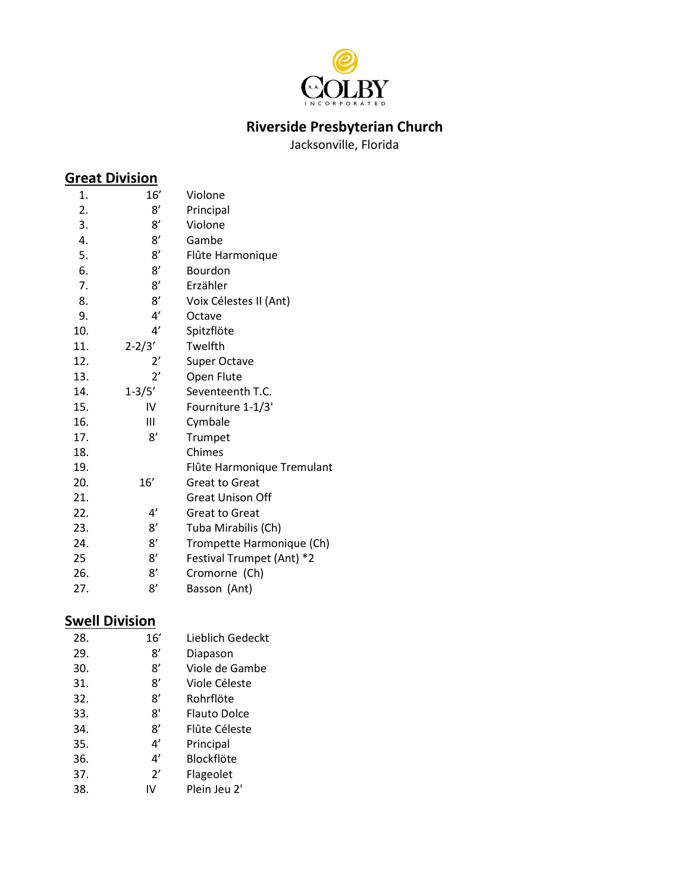R.A. COLBY INCORPORATED

# Riverside Presbyterian Church

Jacksonville, Florida

## Great Division

| | | |
|---|---|---|
| 1. | 16′ | Violone |
| 2. | 8′ | Principal |
| 3. | 8′ | Violone |
| 4. | 8′ | Gambe |
| 5. | 8′ | Flûte Harmonique |
| 6. | 8′ | Bourdon |
| 7. | 8′ | Erzähler |
| 8. | 8′ | Voix Célestes II (Ant) |
| 9. | 4′ | Octave |
| 10. | 4′ | Spitzflöte |
| 11. | 2-2/3′ | Twelfth |
| 12. | 2′ | Super Octave |
| 13. | 2′ | Open Flute |
| 14. | 1-3/5′ | Seventeenth T.C. |
| 15. | IV | Fourniture 1-1/3' |
| 16. | III | Cymbale |
| 17. | 8′ | Trumpet |
| 18. | | Chimes |
| 19. | | Flûte Harmonique Tremulant |
| 20. | 16′ | Great to Great |
| 21. | | Great Unison Off |
| 22. | 4′ | Great to Great |
| 23. | 8′ | Tuba Mirabilis (Ch) |
| 24. | 8′ | Trompette Harmonique (Ch) |
| 25 | 8′ | Festival Trumpet (Ant) *2 |
| 26. | 8′ | Cromorne (Ch) |
| 27. | 8′ | Basson (Ant) |

## Swell Division

| | | |
|---|---|---|
| 28. | 16′ | Lieblich Gedeckt |
| 29. | 8′ | Diapason |
| 30. | 8′ | Viole de Gambe |
| 31. | 8′ | Viole Céleste |
| 32. | 8′ | Rohrflöte |
| 33. | 8' | Flauto Dolce |
| 34. | 8′ | Flûte Céleste |
| 35. | 4′ | Principal |
| 36. | 4′ | Blockflöte |
| 37. | 2′ | Flageolet |
| 38. | IV | Plein Jeu 2' |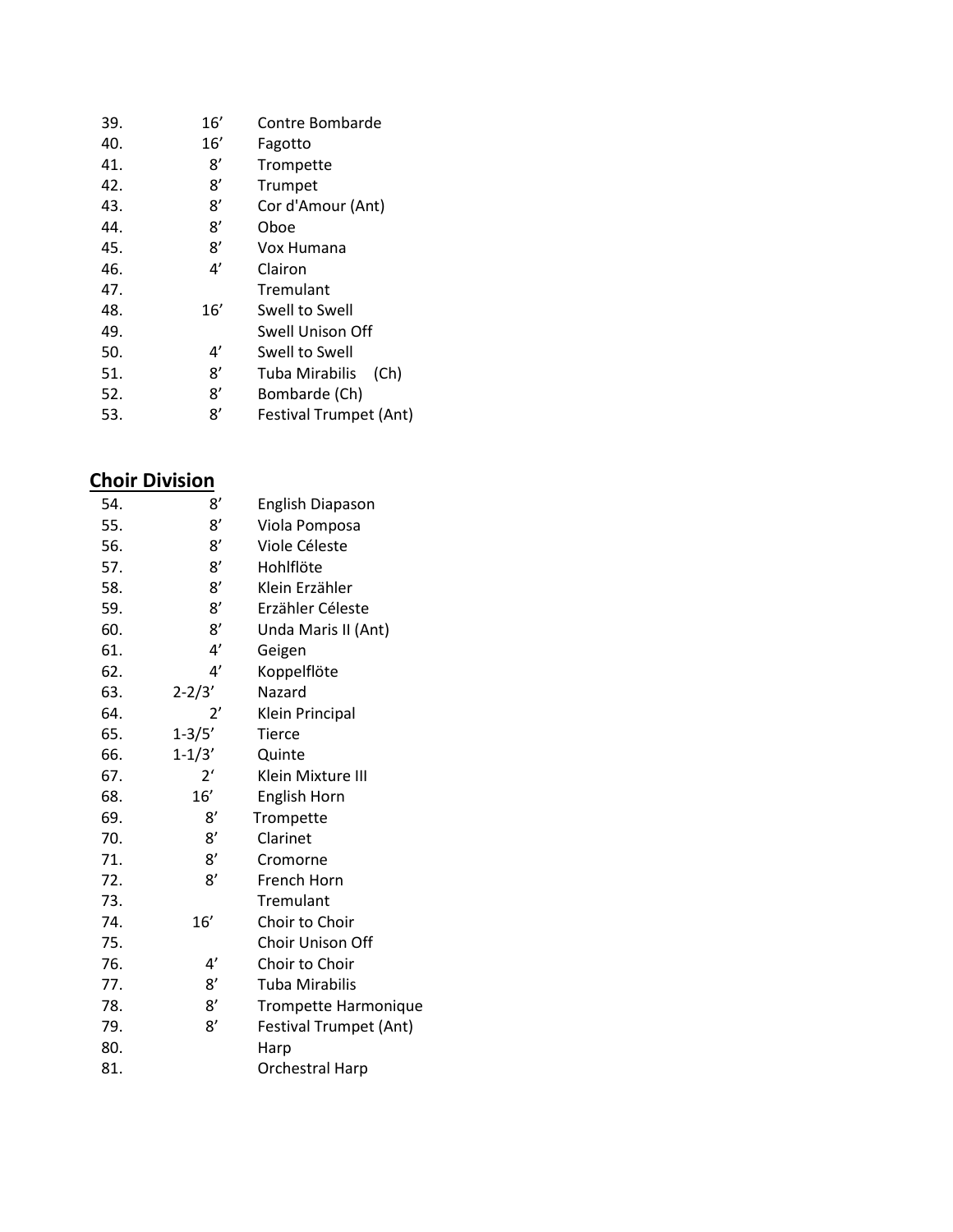| | | |
|---|---|---|
| 39. | 16’ | Contre Bombarde |
| 40. | 16’ | Fagotto |
| 41. | 8’ | Trompette |
| 42. | 8’ | Trumpet |
| 43. | 8’ | Cor d'Amour (Ant) |
| 44. | 8’ | Oboe |
| 45. | 8’ | Vox Humana |
| 46. | 4’ | Clairon |
| 47. | | Tremulant |
| 48. | 16’ | Swell to Swell |
| 49. | | Swell Unison Off |
| 50. | 4’ | Swell to Swell |
| 51. | 8’ | Tuba Mirabilis (Ch) |
| 52. | 8’ | Bombarde (Ch) |
| 53. | 8’ | Festival Trumpet (Ant) |

## Choir Division

| | | |
|---|---|---|
| 54. | 8’ | English Diapason |
| 55. | 8’ | Viola Pomposa |
| 56. | 8’ | Viole Céleste |
| 57. | 8’ | Hohlflöte |
| 58. | 8’ | Klein Erzähler |
| 59. | 8’ | Erzähler Céleste |
| 60. | 8’ | Unda Maris II (Ant) |
| 61. | 4’ | Geigen |
| 62. | 4’ | Koppelflöte |
| 63. | 2-2/3’ | Nazard |
| 64. | 2’ | Klein Principal |
| 65. | 1-3/5’ | Tierce |
| 66. | 1-1/3’ | Quinte |
| 67. | 2‘ | Klein Mixture III |
| 68. | 16’ | English Horn |
| 69. | 8’ | Trompette |
| 70. | 8’ | Clarinet |
| 71. | 8’ | Cromorne |
| 72. | 8’ | French Horn |
| 73. | | Tremulant |
| 74. | 16’ | Choir to Choir |
| 75. | | Choir Unison Off |
| 76. | 4’ | Choir to Choir |
| 77. | 8’ | Tuba Mirabilis |
| 78. | 8’ | Trompette Harmonique |
| 79. | 8’ | Festival Trumpet (Ant) |
| 80. | | Harp |
| 81. | | Orchestral Harp |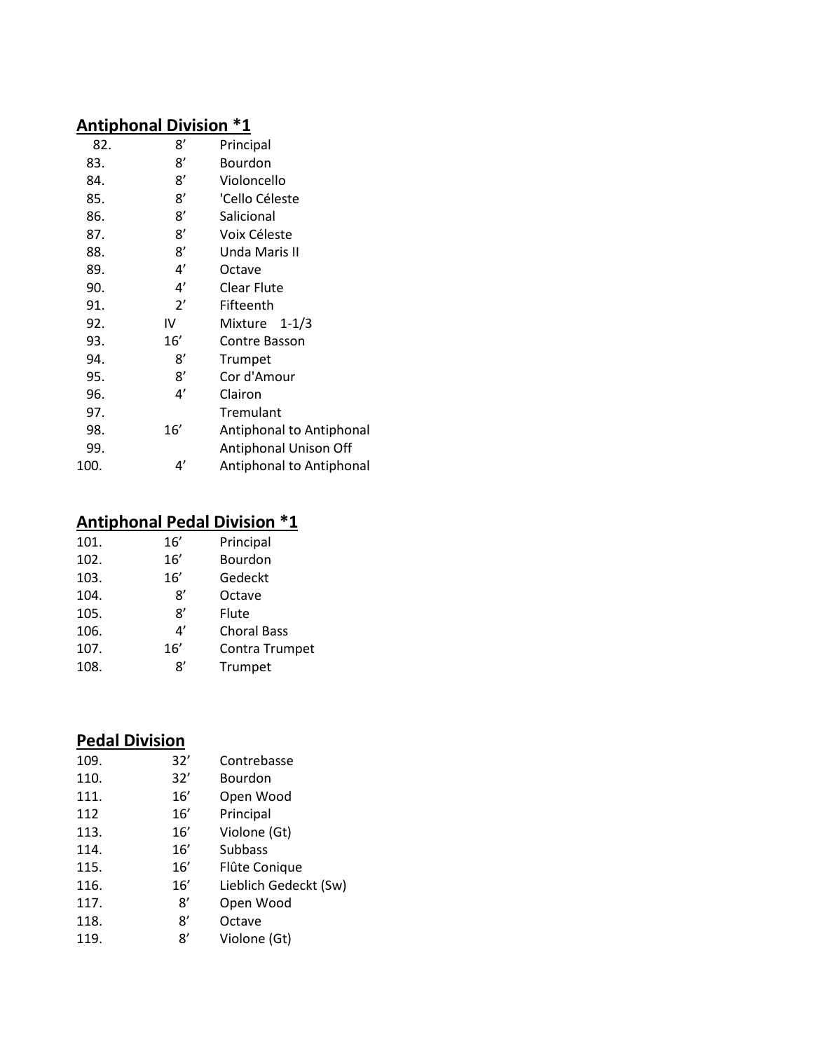## Antiphonal Division *1

| | | |
|---|---|---|
| 82. | 8′ | Principal |
| 83. | 8′ | Bourdon |
| 84. | 8′ | Violoncello |
| 85. | 8′ | 'Cello Céleste |
| 86. | 8′ | Salicional |
| 87. | 8′ | Voix Céleste |
| 88. | 8′ | Unda Maris II |
| 89. | 4′ | Octave |
| 90. | 4′ | Clear Flute |
| 91. | 2′ | Fifteenth |
| 92. | IV | Mixture 1-1/3 |
| 93. | 16′ | Contre Basson |
| 94. | 8′ | Trumpet |
| 95. | 8′ | Cor d'Amour |
| 96. | 4′ | Clairon |
| 97. | | Tremulant |
| 98. | 16′ | Antiphonal to Antiphonal |
| 99. | | Antiphonal Unison Off |
| 100. | 4′ | Antiphonal to Antiphonal |

## Antiphonal Pedal Division *1

| | | |
|---|---|---|
| 101. | 16′ | Principal |
| 102. | 16′ | Bourdon |
| 103. | 16′ | Gedeckt |
| 104. | 8′ | Octave |
| 105. | 8′ | Flute |
| 106. | 4′ | Choral Bass |
| 107. | 16′ | Contra Trumpet |
| 108. | 8′ | Trumpet |

## Pedal Division

| | | |
|---|---|---|
| 109. | 32′ | Contrebasse |
| 110. | 32′ | Bourdon |
| 111. | 16′ | Open Wood |
| 112 | 16′ | Principal |
| 113. | 16′ | Violone (Gt) |
| 114. | 16′ | Subbass |
| 115. | 16′ | Flûte Conique |
| 116. | 16′ | Lieblich Gedeckt (Sw) |
| 117. | 8′ | Open Wood |
| 118. | 8′ | Octave |
| 119. | 8′ | Violone (Gt) |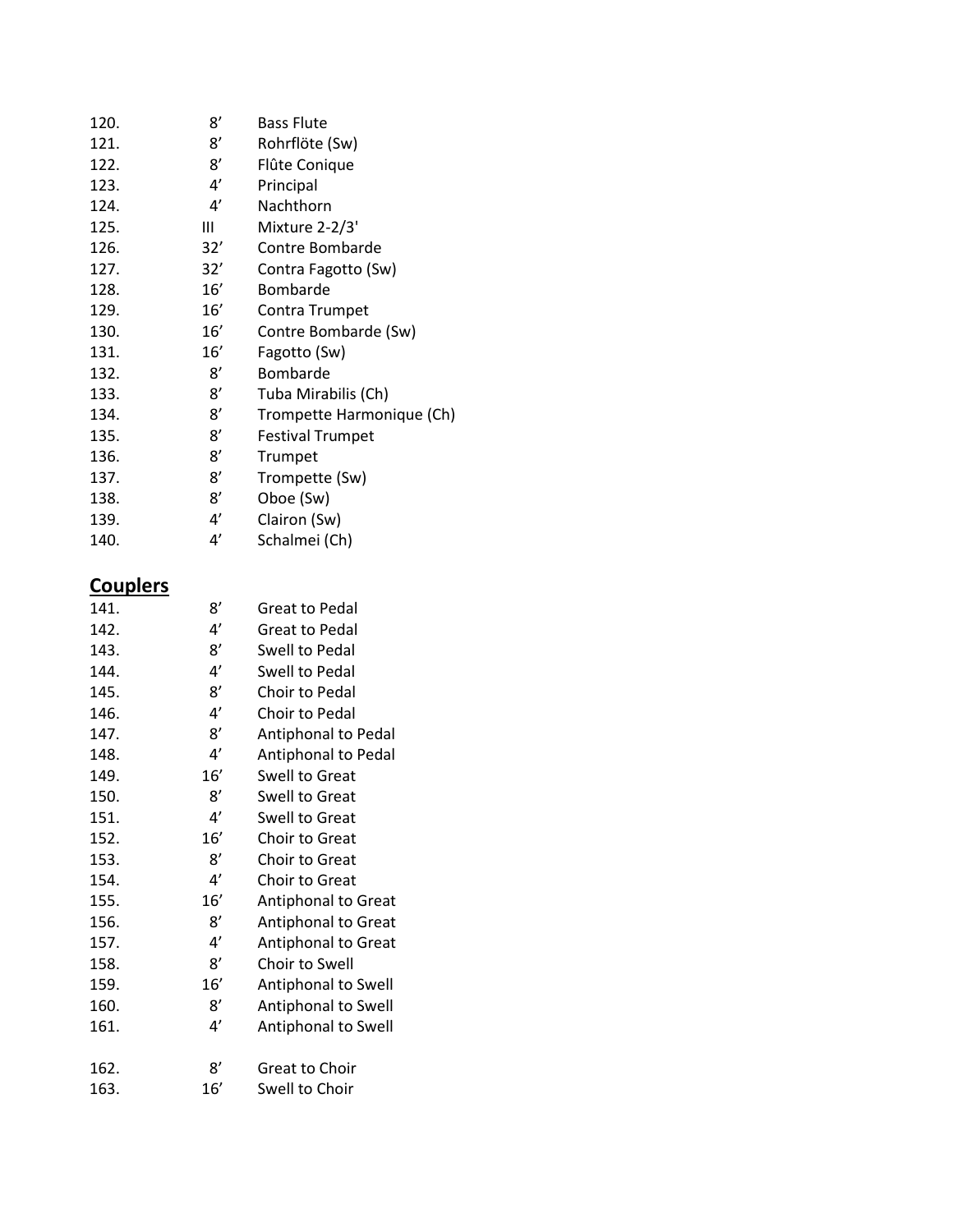120. 8’ Bass Flute
121. 8’ Rohrflöte (Sw)
122. 8’ Flûte Conique
123. 4’ Principal
124. 4’ Nachthorn
125. III Mixture 2-2/3'
126. 32’ Contre Bombarde
127. 32’ Contra Fagotto (Sw)
128. 16’ Bombarde
129. 16’ Contra Trumpet
130. 16’ Contre Bombarde (Sw)
131. 16’ Fagotto (Sw)
132. 8’ Bombarde
133. 8’ Tuba Mirabilis (Ch)
134. 8’ Trompette Harmonique (Ch)
135. 8’ Festival Trumpet
136. 8’ Trumpet
137. 8’ Trompette (Sw)
138. 8’ Oboe (Sw)
139. 4’ Clairon (Sw)
140. 4’ Schalmei (Ch)

## **Couplers**

141. 8’ Great to Pedal
142. 4’ Great to Pedal
143. 8’ Swell to Pedal
144. 4’ Swell to Pedal
145. 8’ Choir to Pedal
146. 4’ Choir to Pedal
147. 8’ Antiphonal to Pedal
148. 4’ Antiphonal to Pedal
149. 16’ Swell to Great
150. 8’ Swell to Great
151. 4’ Swell to Great
152. 16’ Choir to Great
153. 8’ Choir to Great
154. 4’ Choir to Great
155. 16’ Antiphonal to Great
156. 8’ Antiphonal to Great
157. 4’ Antiphonal to Great
158. 8’ Choir to Swell
159. 16’ Antiphonal to Swell
160. 8’ Antiphonal to Swell
161. 4’ Antiphonal to Swell

162. 8’ Great to Choir
163. 16’ Swell to Choir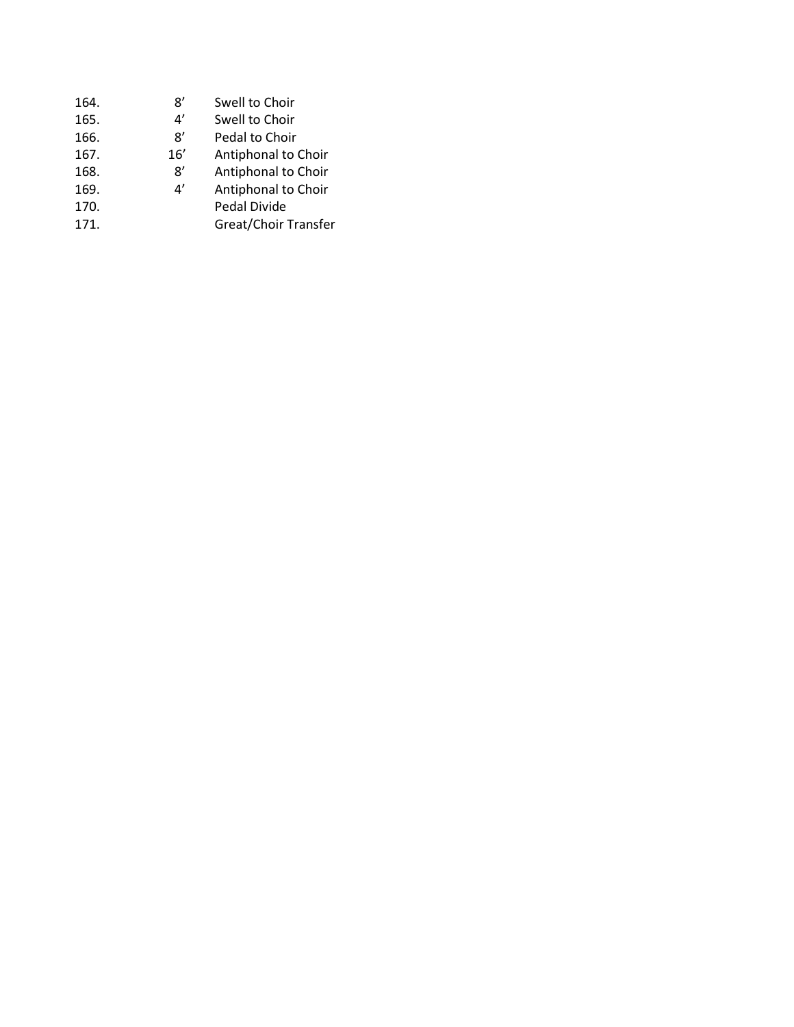| | | |
|---|---|---|
| 164. | 8’ | Swell to Choir |
| 165. | 4’ | Swell to Choir |
| 166. | 8’ | Pedal to Choir |
| 167. | 16’ | Antiphonal to Choir |
| 168. | 8’ | Antiphonal to Choir |
| 169. | 4’ | Antiphonal to Choir |
| 170. | | Pedal Divide |
| 171. | | Great/Choir Transfer |